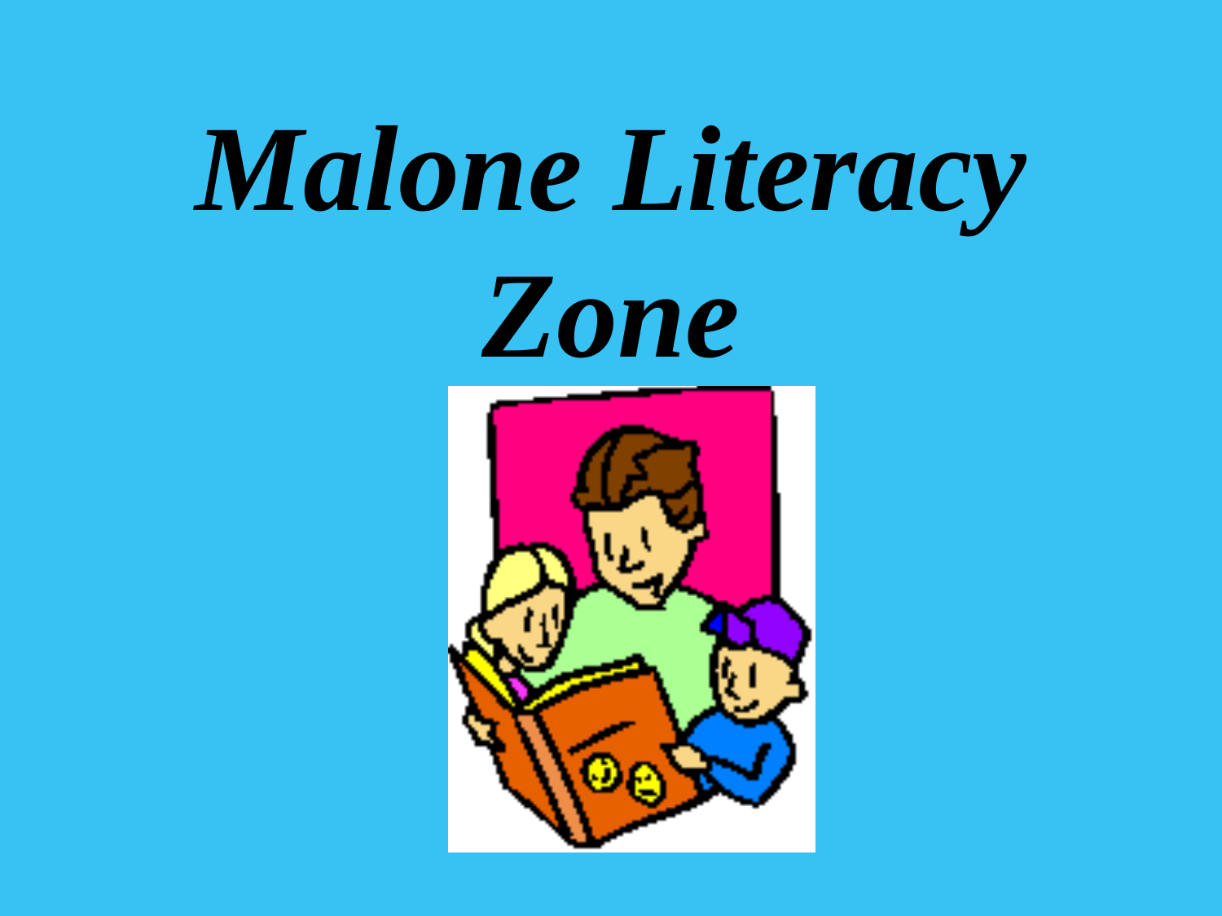# *Malone Literacy Zone*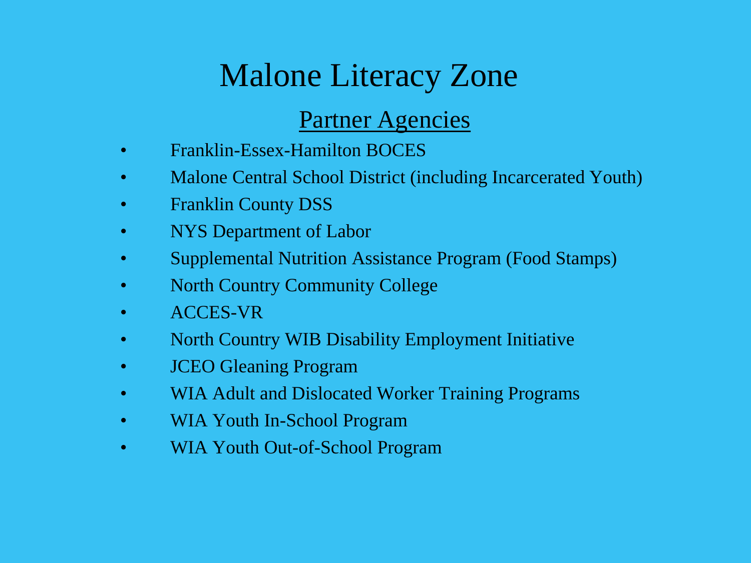# Malone Literacy Zone

## Partner Agencies

- Franklin-Essex-Hamilton BOCES
- Malone Central School District (including Incarcerated Youth)
- Franklin County DSS
- NYS Department of Labor
- Supplemental Nutrition Assistance Program (Food Stamps)
- North Country Community College
- ACCES-VR
- North Country WIB Disability Employment Initiative
- JCEO Gleaning Program
- WIA Adult and Dislocated Worker Training Programs
- WIA Youth In-School Program
- WIA Youth Out-of-School Program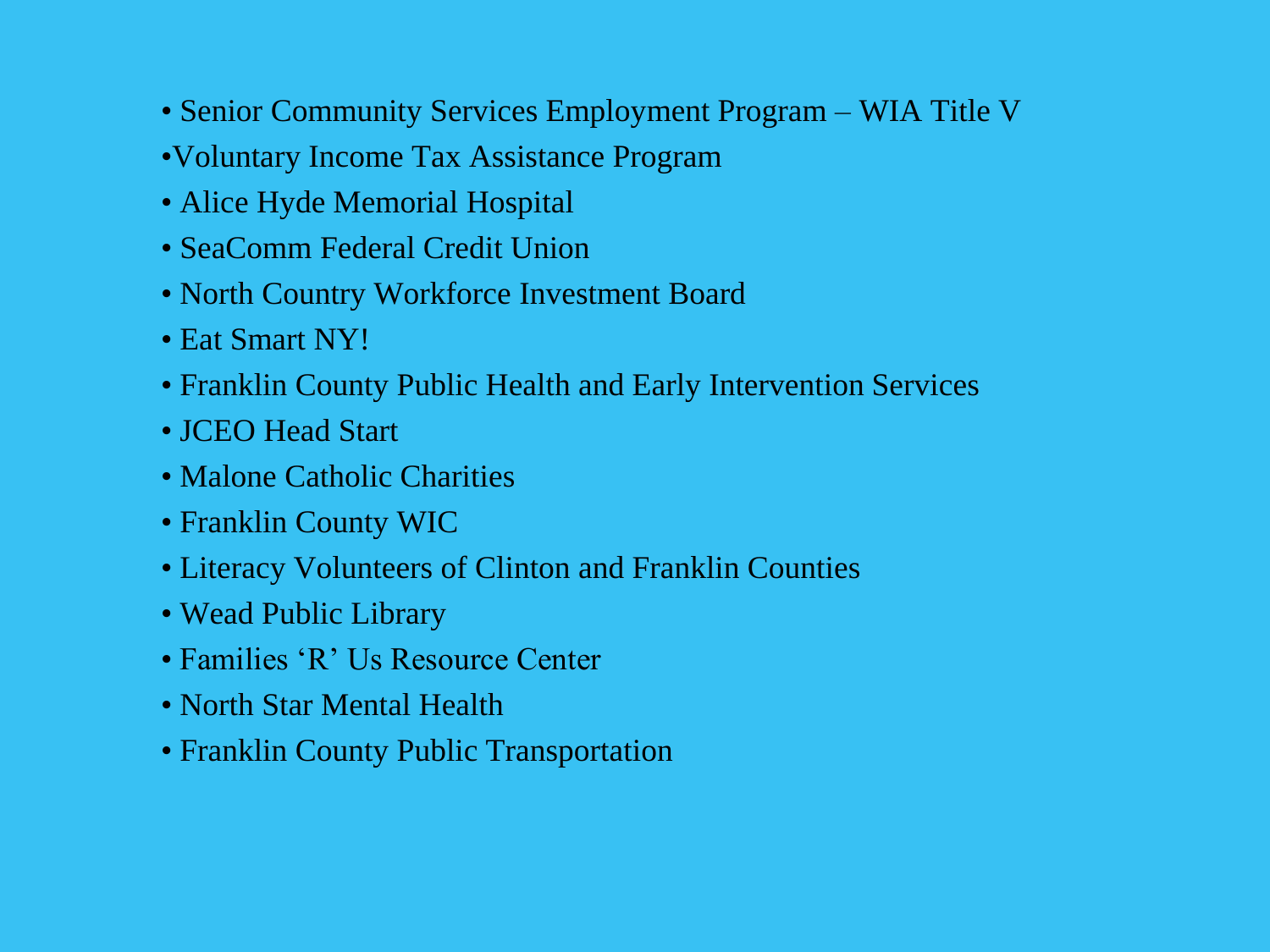- Senior Community Services Employment Program – WIA Title V
- Voluntary Income Tax Assistance Program
- Alice Hyde Memorial Hospital
- SeaComm Federal Credit Union
- North Country Workforce Investment Board
- Eat Smart NY!
- Franklin County Public Health and Early Intervention Services
- JCEO Head Start
- Malone Catholic Charities
- Franklin County WIC
- Literacy Volunteers of Clinton and Franklin Counties
- Wead Public Library
- Families 'R' Us Resource Center
- North Star Mental Health
- Franklin County Public Transportation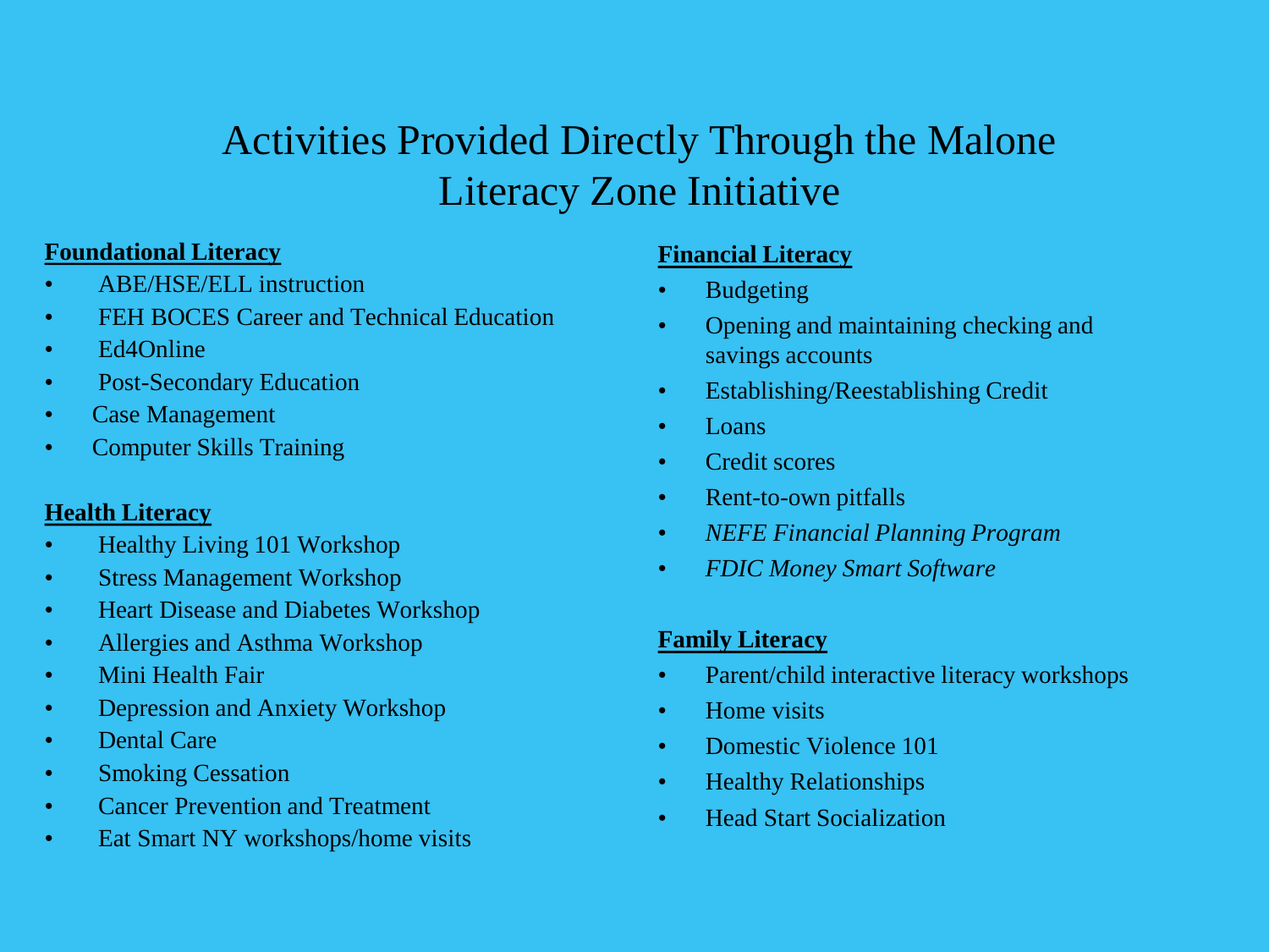# Activities Provided Directly Through the Malone Literacy Zone Initiative

**Foundational Literacy**

- ABE/HSE/ELL instruction
- FEH BOCES Career and Technical Education
- Ed4Online
- Post-Secondary Education
- Case Management
- Computer Skills Training

**Health Literacy**

- Healthy Living 101 Workshop
- Stress Management Workshop
- Heart Disease and Diabetes Workshop
- Allergies and Asthma Workshop
- Mini Health Fair
- Depression and Anxiety Workshop
- Dental Care
- Smoking Cessation
- Cancer Prevention and Treatment
- Eat Smart NY workshops/home visits

**Financial Literacy**

- Budgeting
- Opening and maintaining checking and savings accounts
- Establishing/Reestablishing Credit
- Loans
- Credit scores
- Rent-to-own pitfalls
- *NEFE Financial Planning Program*
- *FDIC Money Smart Software*

**Family Literacy**

- Parent/child interactive literacy workshops
- Home visits
- Domestic Violence 101
- Healthy Relationships
- Head Start Socialization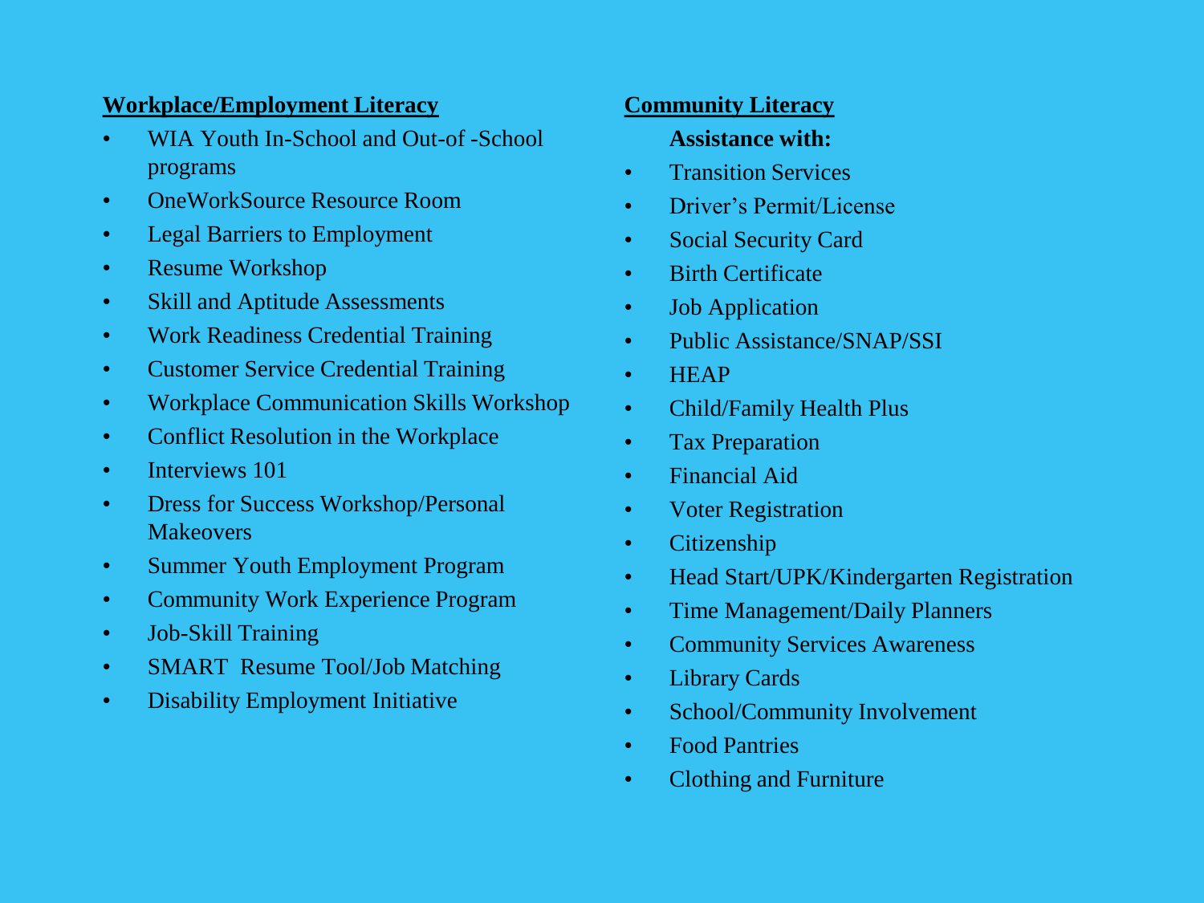## Workplace/Employment Literacy

- WIA Youth In-School and Out-of -School programs
- OneWorkSource Resource Room
- Legal Barriers to Employment
- Resume Workshop
- Skill and Aptitude Assessments
- Work Readiness Credential Training
- Customer Service Credential Training
- Workplace Communication Skills Workshop
- Conflict Resolution in the Workplace
- Interviews 101
- Dress for Success Workshop/Personal Makeovers
- Summer Youth Employment Program
- Community Work Experience Program
- Job-Skill Training
- SMART  Resume Tool/Job Matching
- Disability Employment Initiative

## Community Literacy

**Assistance with:**

- Transition Services
- Driver's Permit/License
- Social Security Card
- Birth Certificate
- Job Application
- Public Assistance/SNAP/SSI
- HEAP
- Child/Family Health Plus
- Tax Preparation
- Financial Aid
- Voter Registration
- Citizenship
- Head Start/UPK/Kindergarten Registration
- Time Management/Daily Planners
- Community Services Awareness
- Library Cards
- School/Community Involvement
- Food Pantries
- Clothing and Furniture